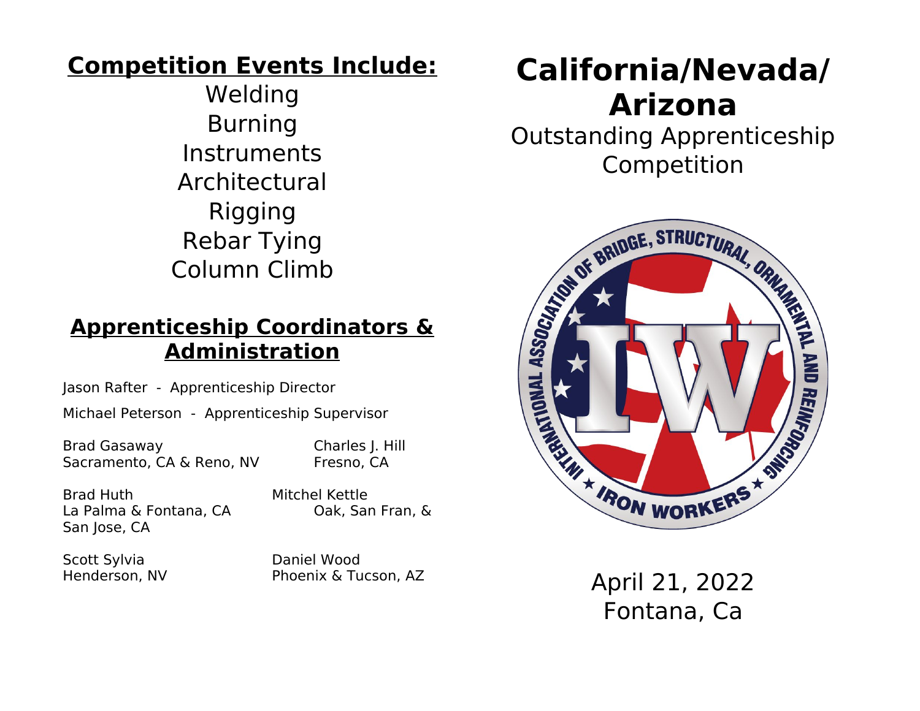## Competition Events Include:

Welding
Burning
Instruments
Architectural
Rigging
Rebar Tying
Column Climb

## Apprenticeship Coordinators & Administration

Jason Rafter - Apprenticeship Director

Michael Peterson - Apprenticeship Supervisor

Brad Gasaway
Sacramento, CA & Reno, NV

Charles J. Hill
Fresno, CA

Brad Huth
La Palma & Fontana, CA

Mitchel Kettle
Oak, San Fran, & San Jose, CA

Scott Sylvia
Henderson, NV

Daniel Wood
Phoenix & Tucson, AZ

# California/Nevada/ Arizona

Outstanding Apprenticeship Competition

INTERNATIONAL ASSOCIATION OF BRIDGE, STRUCTURAL, ORNAMENTAL AND REINFORCING ★ IRON WORKERS ★

IW

April 21, 2022
Fontana, Ca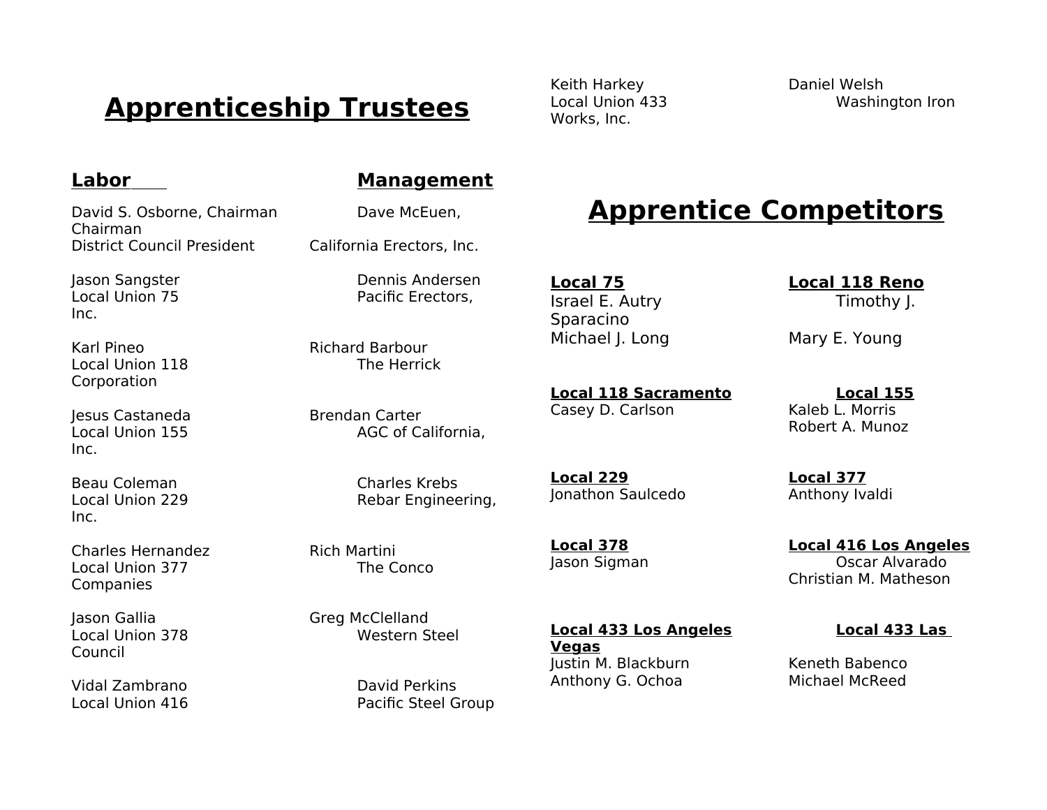# Apprenticeship Trustees

| Labor | Management |
| --- | --- |
| David S. Osborne, Chairman<br>District Council President | Dave McEuen, Chairman<br>California Erectors, Inc. |
| Jason Sangster<br>Local Union 75 | Dennis Andersen<br>Pacific Erectors, Inc. |
| Karl Pineo<br>Local Union 118 | Richard Barbour<br>The Herrick Corporation |
| Jesus Castaneda<br>Local Union 155 | Brendan Carter<br>AGC of California, Inc. |
| Beau Coleman<br>Local Union 229 | Charles Krebs<br>Rebar Engineering, Inc. |
| Charles Hernandez<br>Local Union 377 | Rich Martini<br>The Conco Companies |
| Jason Gallia<br>Local Union 378 | Greg McClelland<br>Western Steel Council |
| Vidal Zambrano<br>Local Union 416 | David Perkins<br>Pacific Steel Group |
| Keith Harkey<br>Local Union 433 | Daniel Welsh<br>Washington Iron Works, Inc. |

# Apprentice Competitors

**Local 75**
Israel E. Autry
Michael J. Long

**Local 118 Reno**
Timothy J. Sparacino
Mary E. Young

**Local 118 Sacramento**
Casey D. Carlson

**Local 155**
Kaleb L. Morris
Robert A. Munoz

**Local 229**
Jonathon Saulcedo

**Local 377**
Anthony Ivaldi

**Local 378**
Jason Sigman

**Local 416 Los Angeles**
Oscar Alvarado
Christian M. Matheson

**Local 433 Los Angeles**
Justin M. Blackburn
Anthony G. Ochoa

**Local 433 Las Vegas**
Keneth Babenco
Michael McReed